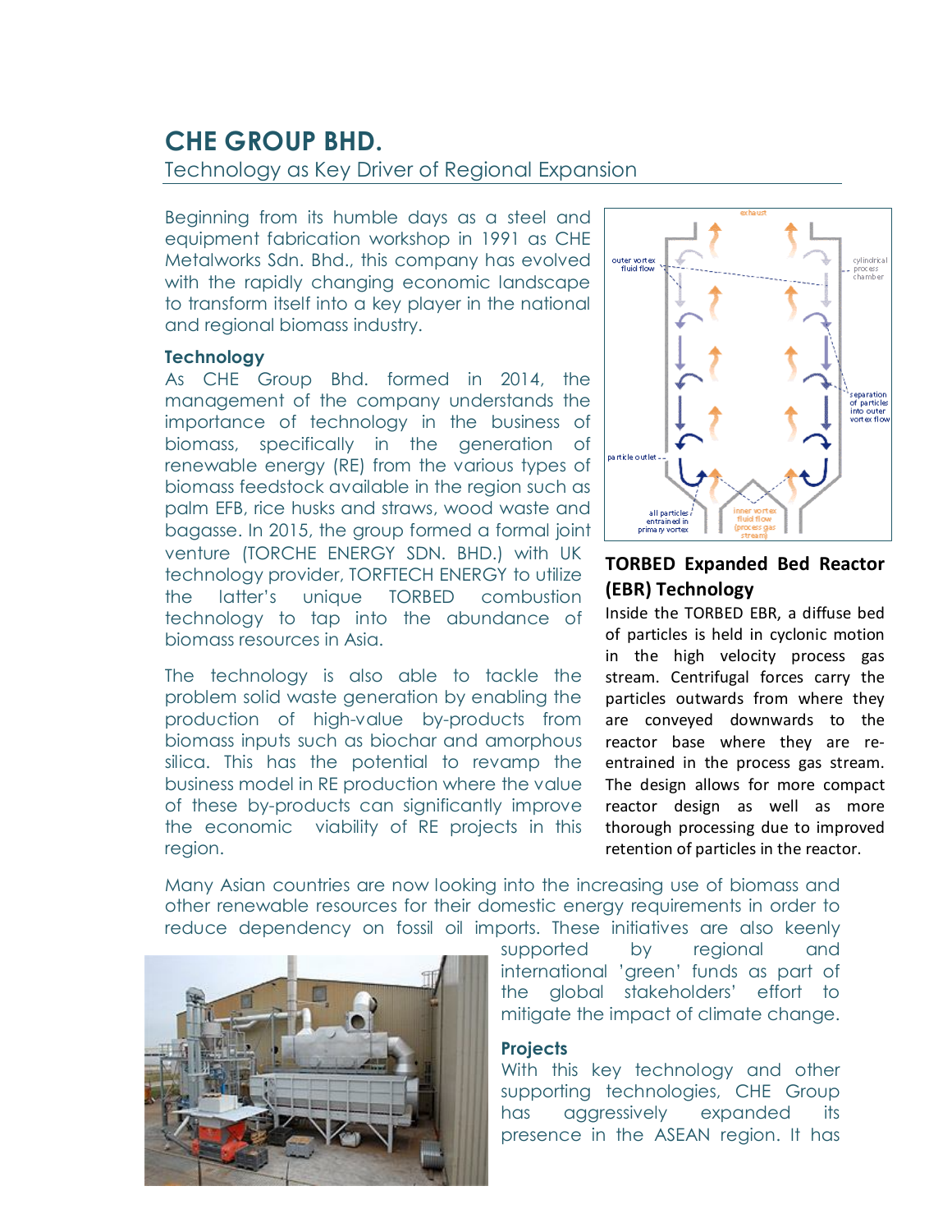# CHE GROUP BHD.

## Technology as Key Driver of Regional Expansion

Beginning from its humble days as a steel and equipment fabrication workshop in 1991 as CHE Metalworks Sdn. Bhd., this company has evolved with the rapidly changing economic landscape to transform itself into a key player in the national and regional biomass industry.

### Technology

As CHE Group Bhd. formed in 2014, the management of the company understands the importance of technology in the business of biomass, specifically in the generation of renewable energy (RE) from the various types of biomass feedstock available in the region such as palm EFB, rice husks and straws, wood waste and bagasse. In 2015, the group formed a formal joint venture (TORCHE ENERGY SDN. BHD.) with UK technology provider, TORFTECH ENERGY to utilize the latter's unique TORBED combustion technology to tap into the abundance of biomass resources in Asia.

The technology is also able to tackle the problem solid waste generation by enabling the production of high-value by-products from biomass inputs such as biochar and amorphous silica. This has the potential to revamp the business model in RE production where the value of these by-products can significantly improve the economic viability of RE projects in this region.

### TORBED Expanded Bed Reactor (EBR) Technology

Inside the TORBED EBR, a diffuse bed of particles is held in cyclonic motion in the high velocity process gas stream. Centrifugal forces carry the particles outwards from where they are conveyed downwards to the reactor base where they are re-entrained in the process gas stream. The design allows for more compact reactor design as well as more thorough processing due to improved retention of particles in the reactor.

Many Asian countries are now looking into the increasing use of biomass and other renewable resources for their domestic energy requirements in order to reduce dependency on fossil oil imports. These initiatives are also keenly supported by regional and international 'green' funds as part of the global stakeholders' effort to mitigate the impact of climate change.

### Projects

With this key technology and other supporting technologies, CHE Group has aggressively expanded its presence in the ASEAN region. It has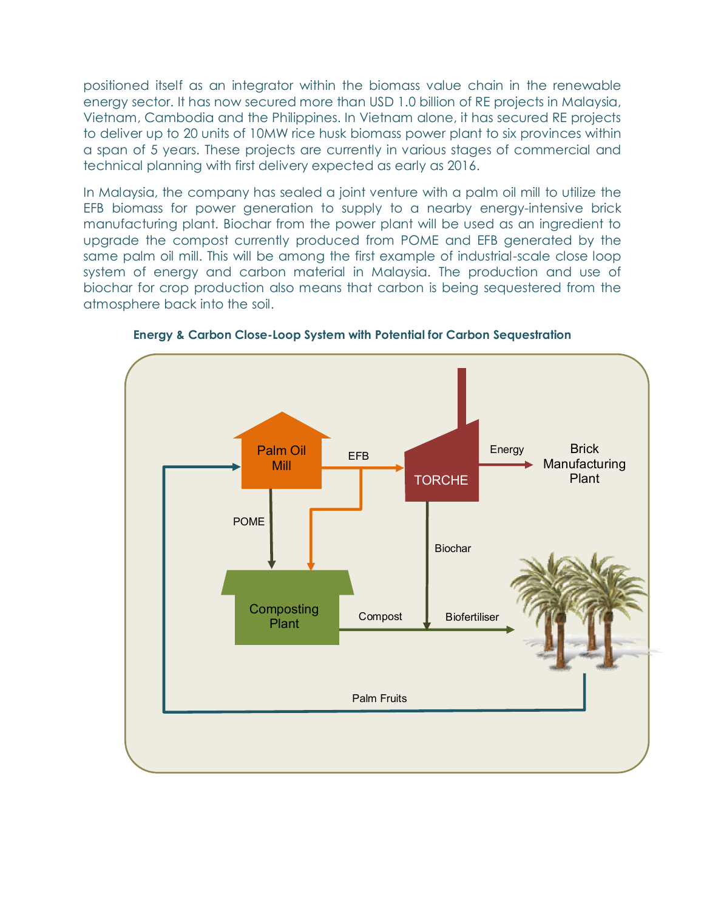positioned itself as an integrator within the biomass value chain in the renewable energy sector. It has now secured more than USD 1.0 billion of RE projects in Malaysia, Vietnam, Cambodia and the Philippines. In Vietnam alone, it has secured RE projects to deliver up to 20 units of 10MW rice husk biomass power plant to six provinces within a span of 5 years. These projects are currently in various stages of commercial and technical planning with first delivery expected as early as 2016.

In Malaysia, the company has sealed a joint venture with a palm oil mill to utilize the EFB biomass for power generation to supply to a nearby energy-intensive brick manufacturing plant. Biochar from the power plant will be used as an ingredient to upgrade the compost currently produced from POME and EFB generated by the same palm oil mill. This will be among the first example of industrial-scale close loop system of energy and carbon material in Malaysia. The production and use of biochar for crop production also means that carbon is being sequestered from the atmosphere back into the soil.

**Energy & Carbon Close-Loop System with Potential for Carbon Sequestration**

Palm Oil Mill

EFB

TORCHE

Energy

Brick Manufacturing Plant

POME

Biochar

Composting Plant

Compost

Biofertiliser

Palm Fruits